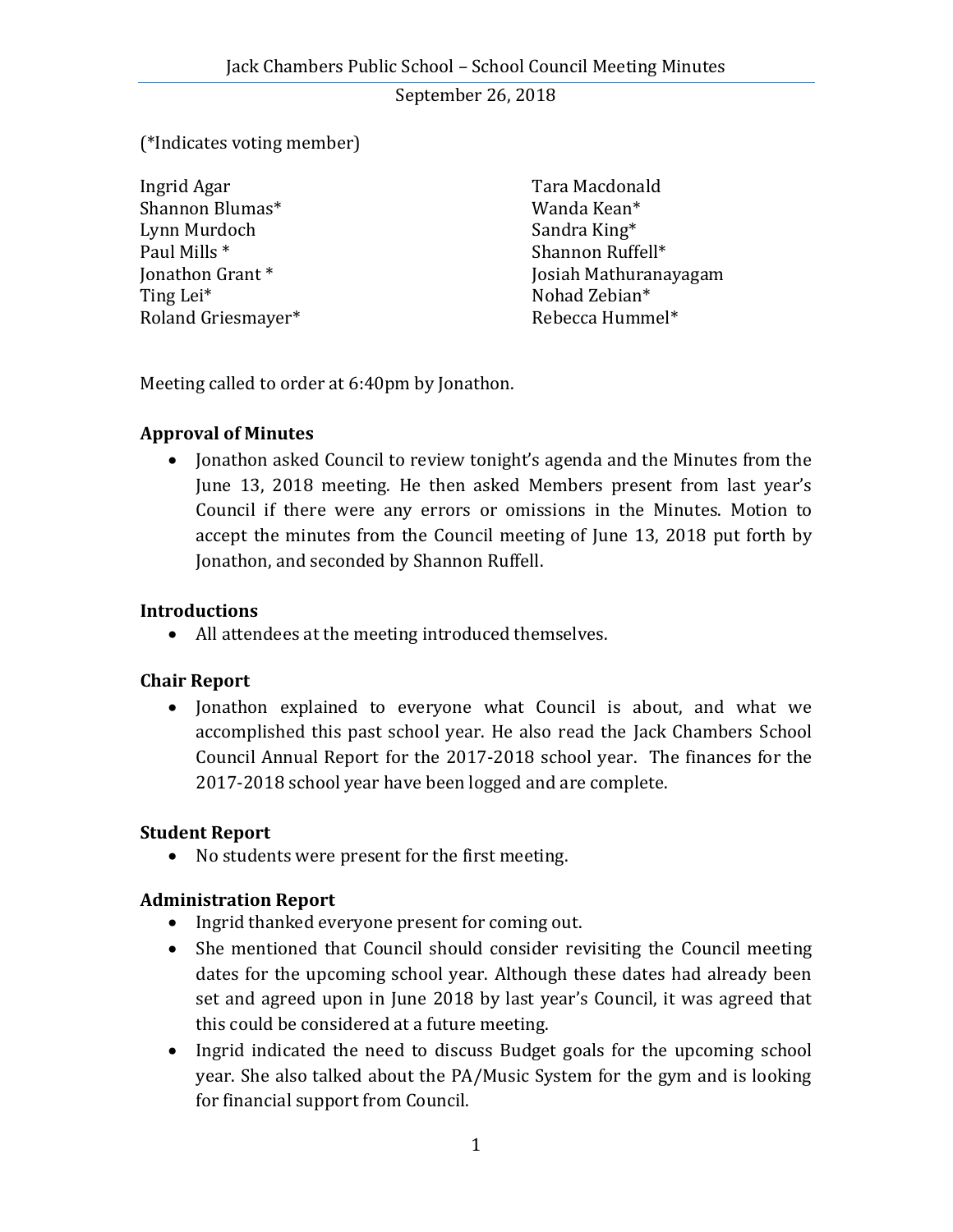# Jack Chambers Public School – School Council Meeting Minutes

September 26, 2018

(*Indicates voting member)

Ingrid Agar
Shannon Blumas*
Lynn Murdoch
Paul Mills *
Jonathon Grant *
Ting Lei*
Roland Griesmayer*
Tara Macdonald
Wanda Kean*
Sandra King*
Shannon Ruffell*
Josiah Mathuranayagam
Nohad Zebian*
Rebecca Hummel*

Meeting called to order at 6:40pm by Jonathon.

**Approval of Minutes**

- Jonathon asked Council to review tonight's agenda and the Minutes from the June 13, 2018 meeting. He then asked Members present from last year's Council if there were any errors or omissions in the Minutes. Motion to accept the minutes from the Council meeting of June 13, 2018 put forth by Jonathon, and seconded by Shannon Ruffell.

**Introductions**

- All attendees at the meeting introduced themselves.

**Chair Report**

- Jonathon explained to everyone what Council is about, and what we accomplished this past school year. He also read the Jack Chambers School Council Annual Report for the 2017-2018 school year. The finances for the 2017-2018 school year have been logged and are complete.

**Student Report**

- No students were present for the first meeting.

**Administration Report**

- Ingrid thanked everyone present for coming out.
- She mentioned that Council should consider revisiting the Council meeting dates for the upcoming school year. Although these dates had already been set and agreed upon in June 2018 by last year's Council, it was agreed that this could be considered at a future meeting.
- Ingrid indicated the need to discuss Budget goals for the upcoming school year. She also talked about the PA/Music System for the gym and is looking for financial support from Council.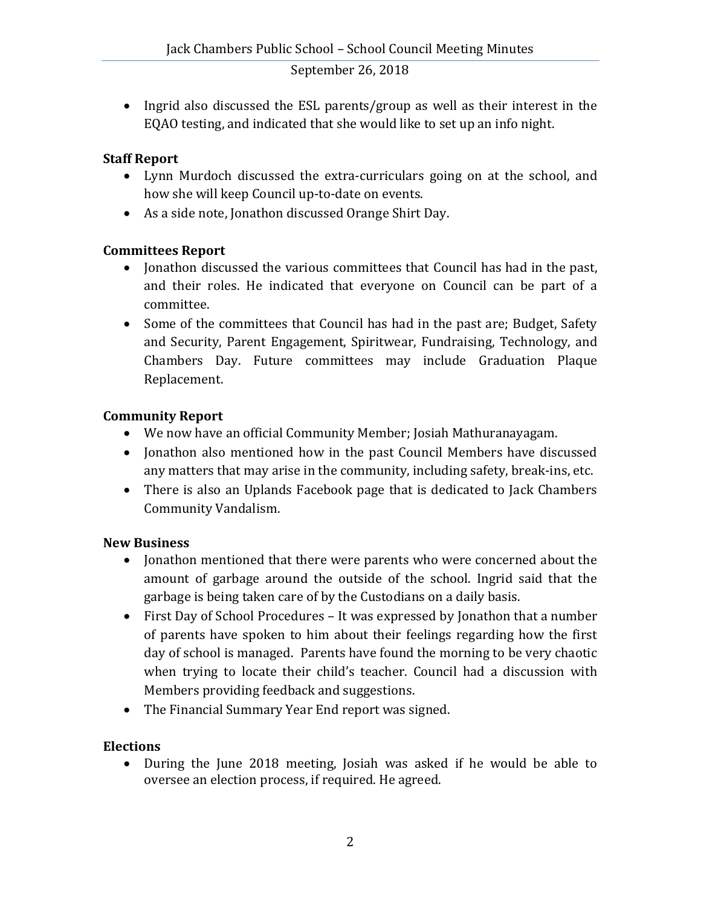- Ingrid also discussed the ESL parents/group as well as their interest in the EQAO testing, and indicated that she would like to set up an info night.

**Staff Report**

- Lynn Murdoch discussed the extra-curriculars going on at the school, and how she will keep Council up-to-date on events.
- As a side note, Jonathon discussed Orange Shirt Day.

**Committees Report**

- Jonathon discussed the various committees that Council has had in the past, and their roles. He indicated that everyone on Council can be part of a committee.
- Some of the committees that Council has had in the past are; Budget, Safety and Security, Parent Engagement, Spiritwear, Fundraising, Technology, and Chambers Day. Future committees may include Graduation Plaque Replacement.

**Community Report**

- We now have an official Community Member; Josiah Mathuranayagam.
- Jonathon also mentioned how in the past Council Members have discussed any matters that may arise in the community, including safety, break-ins, etc.
- There is also an Uplands Facebook page that is dedicated to Jack Chambers Community Vandalism.

**New Business**

- Jonathon mentioned that there were parents who were concerned about the amount of garbage around the outside of the school. Ingrid said that the garbage is being taken care of by the Custodians on a daily basis.
- First Day of School Procedures – It was expressed by Jonathon that a number of parents have spoken to him about their feelings regarding how the first day of school is managed. Parents have found the morning to be very chaotic when trying to locate their child's teacher. Council had a discussion with Members providing feedback and suggestions.
- The Financial Summary Year End report was signed.

**Elections**

- During the June 2018 meeting, Josiah was asked if he would be able to oversee an election process, if required. He agreed.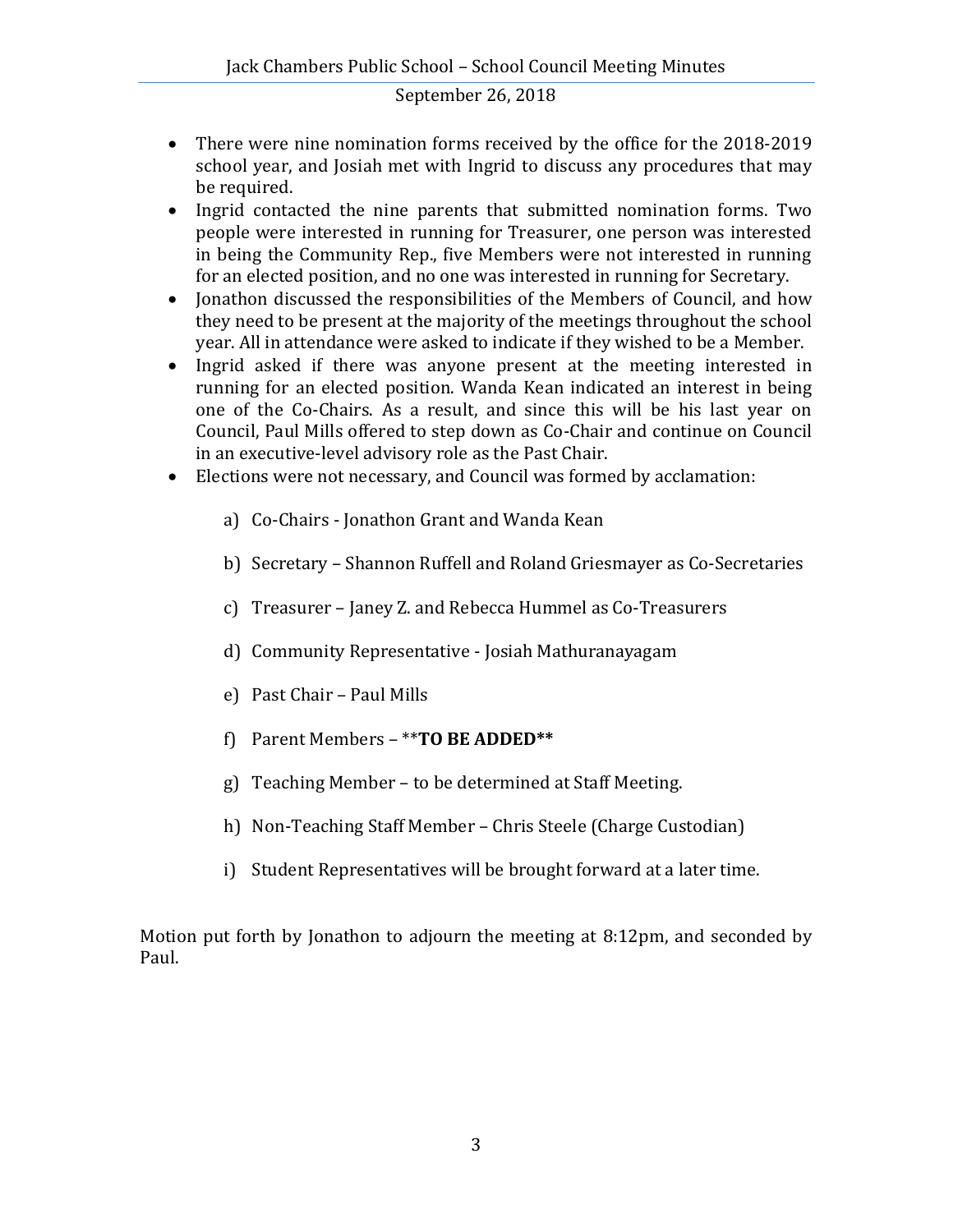- There were nine nomination forms received by the office for the 2018-2019 school year, and Josiah met with Ingrid to discuss any procedures that may be required.
- Ingrid contacted the nine parents that submitted nomination forms. Two people were interested in running for Treasurer, one person was interested in being the Community Rep., five Members were not interested in running for an elected position, and no one was interested in running for Secretary.
- Jonathon discussed the responsibilities of the Members of Council, and how they need to be present at the majority of the meetings throughout the school year. All in attendance were asked to indicate if they wished to be a Member.
- Ingrid asked if there was anyone present at the meeting interested in running for an elected position. Wanda Kean indicated an interest in being one of the Co-Chairs. As a result, and since this will be his last year on Council, Paul Mills offered to step down as Co-Chair and continue on Council in an executive-level advisory role as the Past Chair.
- Elections were not necessary, and Council was formed by acclamation:

  a) Co-Chairs - Jonathon Grant and Wanda Kean

  b) Secretary – Shannon Ruffell and Roland Griesmayer as Co-Secretaries

  c) Treasurer – Janey Z. and Rebecca Hummel as Co-Treasurers

  d) Community Representative - Josiah Mathuranayagam

  e) Past Chair – Paul Mills

  f) Parent Members – **TO BE ADDED**

  g) Teaching Member – to be determined at Staff Meeting.

  h) Non-Teaching Staff Member – Chris Steele (Charge Custodian)

  i) Student Representatives will be brought forward at a later time.

Motion put forth by Jonathon to adjourn the meeting at 8:12pm, and seconded by Paul.